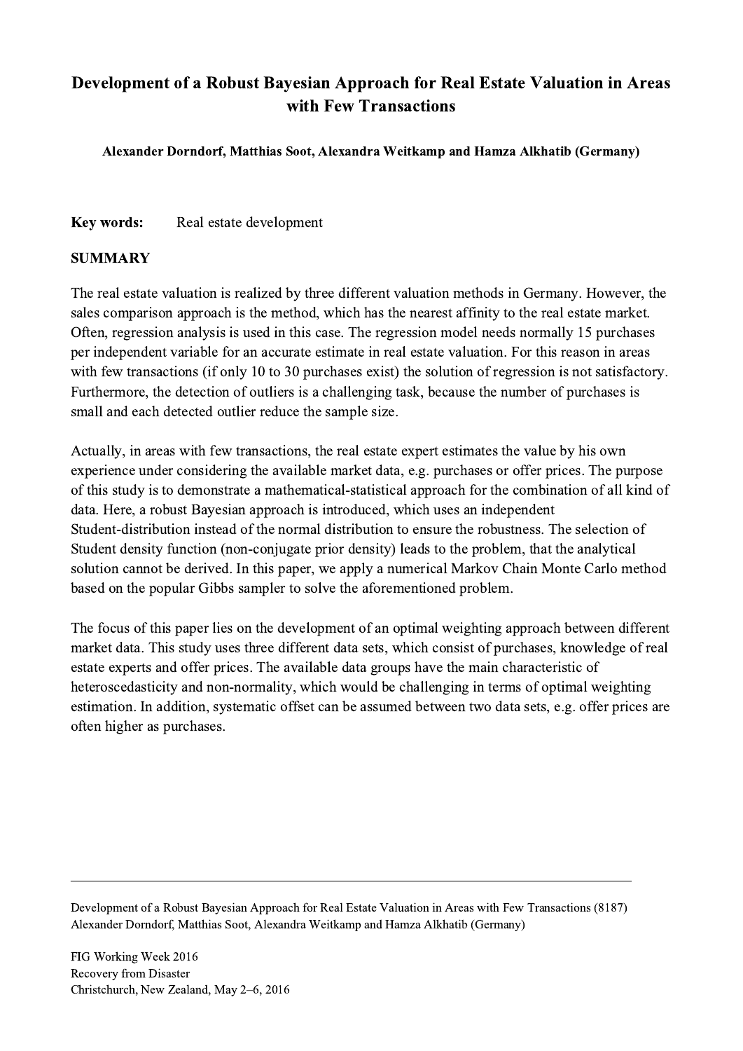# Development of a Robust Bayesian Approach for Real Estate Valuation in Areas with Few Transactions

**Alexander Dorndorf, Matthias Soot, Alexandra Weitkamp and Hamza Alkhatib (Germany)**

**Key words:** Real estate development

## SUMMARY

The real estate valuation is realized by three different valuation methods in Germany. However, the sales comparison approach is the method, which has the nearest affinity to the real estate market. Often, regression analysis is used in this case. The regression model needs normally 15 purchases per independent variable for an accurate estimate in real estate valuation. For this reason in areas with few transactions (if only 10 to 30 purchases exist) the solution of regression is not satisfactory. Furthermore, the detection of outliers is a challenging task, because the number of purchases is small and each detected outlier reduce the sample size.

Actually, in areas with few transactions, the real estate expert estimates the value by his own experience under considering the available market data, e.g. purchases or offer prices. The purpose of this study is to demonstrate a mathematical-statistical approach for the combination of all kind of data. Here, a robust Bayesian approach is introduced, which uses an independent Student-distribution instead of the normal distribution to ensure the robustness. The selection of Student density function (non-conjugate prior density) leads to the problem, that the analytical solution cannot be derived. In this paper, we apply a numerical Markov Chain Monte Carlo method based on the popular Gibbs sampler to solve the aforementioned problem.

The focus of this paper lies on the development of an optimal weighting approach between different market data. This study uses three different data sets, which consist of purchases, knowledge of real estate experts and offer prices. The available data groups have the main characteristic of heteroscedasticity and non-normality, which would be challenging in terms of optimal weighting estimation. In addition, systematic offset can be assumed between two data sets, e.g. offer prices are often higher as purchases.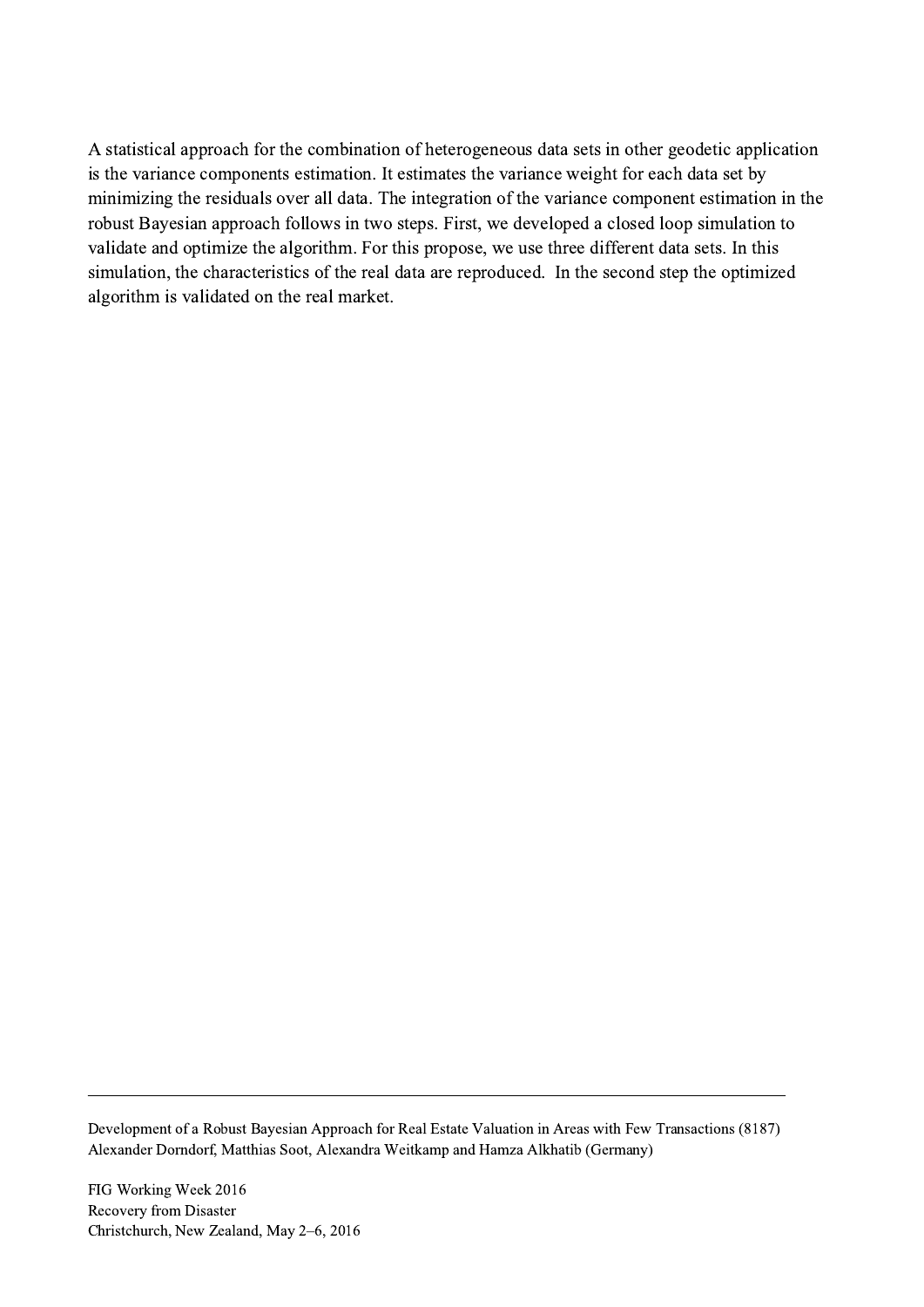A statistical approach for the combination of heterogeneous data sets in other geodetic application is the variance components estimation. It estimates the variance weight for each data set by minimizing the residuals over all data. The integration of the variance component estimation in the robust Bayesian approach follows in two steps. First, we developed a closed loop simulation to validate and optimize the algorithm. For this propose, we use three different data sets. In this simulation, the characteristics of the real data are reproduced. In the second step the optimized algorithm is validated on the real market.